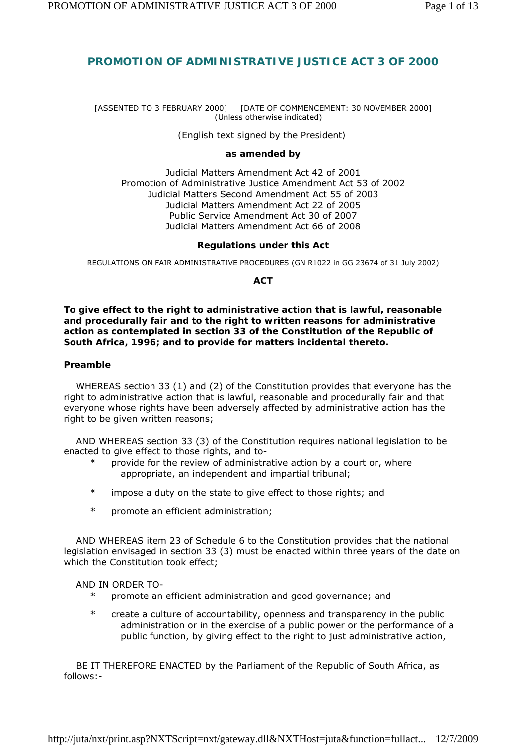# PROMOTION OF ADMINISTRATIVE JUSTICE ACT 3 OF 2000

[ASSENTED TO 3 FEBRUARY 2000] [DATE OF COMMENCEMENT: 30 NOVEMBER 2000]
(Unless otherwise indicated)

(English text signed by the President)

**as amended by**

Judicial Matters Amendment Act 42 of 2001
Promotion of Administrative Justice Amendment Act 53 of 2002
Judicial Matters Second Amendment Act 55 of 2003
Judicial Matters Amendment Act 22 of 2005
Public Service Amendment Act 30 of 2007
Judicial Matters Amendment Act 66 of 2008

**Regulations under this Act**

REGULATIONS ON FAIR ADMINISTRATIVE PROCEDURES (GN R1022 in GG 23674 of 31 July 2002)

**ACT**

**To give effect to the right to administrative action that is lawful, reasonable and procedurally fair and to the right to written reasons for administrative action as contemplated in section 33 of the Constitution of the Republic of South Africa, 1996; and to provide for matters incidental thereto.**

**Preamble**

WHEREAS section 33 (1) and (2) of the Constitution provides that everyone has the right to administrative action that is lawful, reasonable and procedurally fair and that everyone whose rights have been adversely affected by administrative action has the right to be given written reasons;

AND WHEREAS section 33 (3) of the Constitution requires national legislation to be enacted to give effect to those rights, and to-

- provide for the review of administrative action by a court or, where appropriate, an independent and impartial tribunal;
- impose a duty on the state to give effect to those rights; and
- promote an efficient administration;

AND WHEREAS item 23 of Schedule 6 to the Constitution provides that the national legislation envisaged in section 33 (3) must be enacted within three years of the date on which the Constitution took effect;

AND IN ORDER TO-

- promote an efficient administration and good governance; and
- create a culture of accountability, openness and transparency in the public administration or in the exercise of a public power or the performance of a public function, by giving effect to the right to just administrative action,

BE IT THEREFORE ENACTED by the Parliament of the Republic of South Africa, as follows:-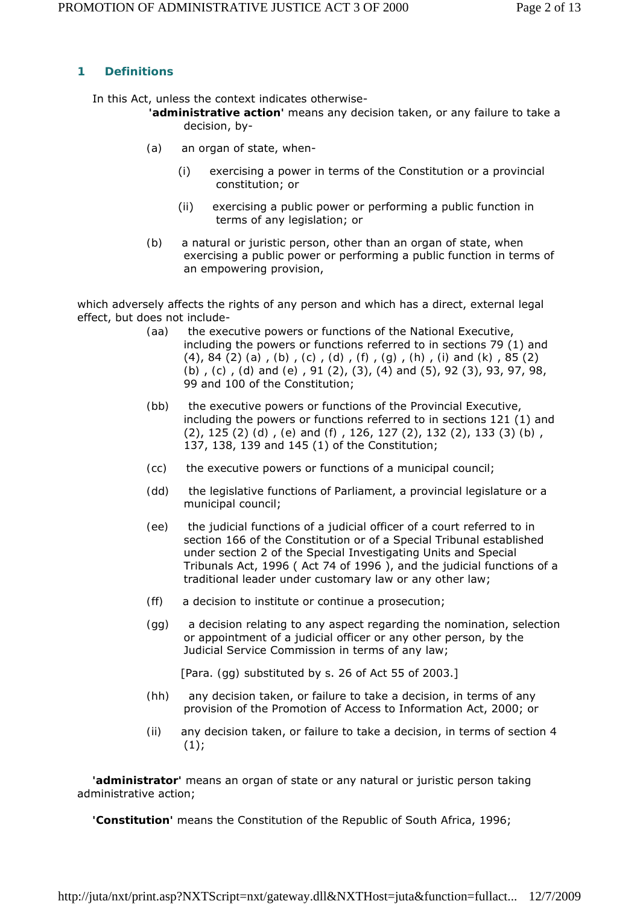## 1 Definitions

In this Act, unless the context indicates otherwise-

**'administrative action'** means any decision taken, or any failure to take a decision, by-

(a) an organ of state, when-

(i) exercising a power in terms of the Constitution or a provincial constitution; or

(ii) exercising a public power or performing a public function in terms of any legislation; or

(b) a natural or juristic person, other than an organ of state, when exercising a public power or performing a public function in terms of an empowering provision,

which adversely affects the rights of any person and which has a direct, external legal effect, but does not include-

(aa) the executive powers or functions of the National Executive, including the powers or functions referred to in sections 79 (1) and (4), 84 (2) (a) , (b) , (c) , (d) , (f) , (g) , (h) , (i) and (k) , 85 (2) (b) , (c) , (d) and (e) , 91 (2), (3), (4) and (5), 92 (3), 93, 97, 98, 99 and 100 of the Constitution;

(bb) the executive powers or functions of the Provincial Executive, including the powers or functions referred to in sections 121 (1) and (2), 125 (2) (d) , (e) and (f) , 126, 127 (2), 132 (2), 133 (3) (b) , 137, 138, 139 and 145 (1) of the Constitution;

(cc) the executive powers or functions of a municipal council;

(dd) the legislative functions of Parliament, a provincial legislature or a municipal council;

(ee) the judicial functions of a judicial officer of a court referred to in section 166 of the Constitution or of a Special Tribunal established under section 2 of the Special Investigating Units and Special Tribunals Act, 1996 ( Act 74 of 1996 ), and the judicial functions of a traditional leader under customary law or any other law;

(ff) a decision to institute or continue a prosecution;

(gg) a decision relating to any aspect regarding the nomination, selection or appointment of a judicial officer or any other person, by the Judicial Service Commission in terms of any law;

[Para. (gg) substituted by s. 26 of Act 55 of 2003.]

(hh) any decision taken, or failure to take a decision, in terms of any provision of the Promotion of Access to Information Act, 2000; or

(ii) any decision taken, or failure to take a decision, in terms of section 4 (1);

**'administrator'** means an organ of state or any natural or juristic person taking administrative action;

**'Constitution'** means the Constitution of the Republic of South Africa, 1996;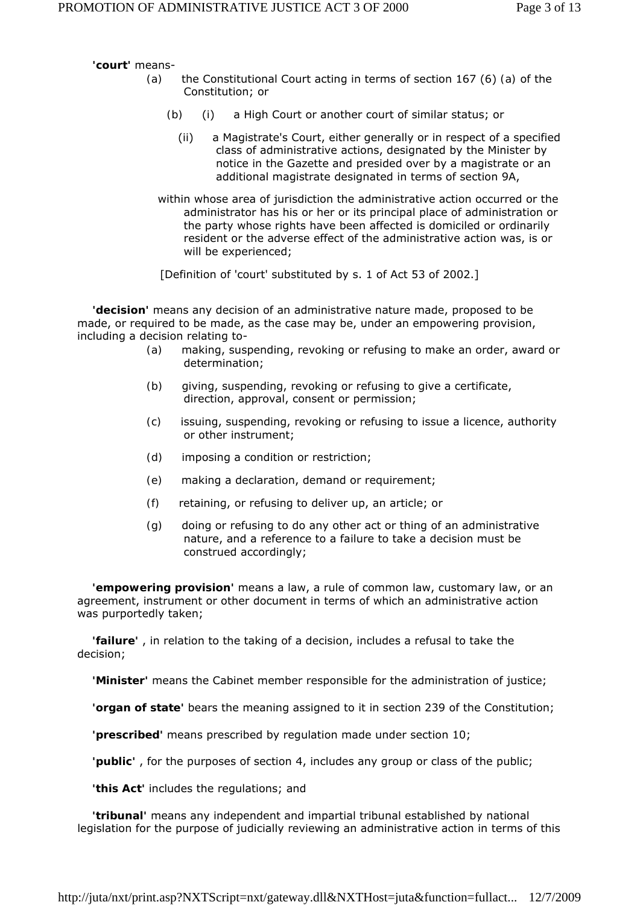**'court'** means-

(a) the Constitutional Court acting in terms of section 167 (6) (a) of the Constitution; or

(b) (i) a High Court or another court of similar status; or

(ii) a Magistrate's Court, either generally or in respect of a specified class of administrative actions, designated by the Minister by notice in the Gazette and presided over by a magistrate or an additional magistrate designated in terms of section 9A,

within whose area of jurisdiction the administrative action occurred or the administrator has his or her or its principal place of administration or the party whose rights have been affected is domiciled or ordinarily resident or the adverse effect of the administrative action was, is or will be experienced;

[Definition of 'court' substituted by s. 1 of Act 53 of 2002.]

**'decision'** means any decision of an administrative nature made, proposed to be made, or required to be made, as the case may be, under an empowering provision, including a decision relating to-

(a) making, suspending, revoking or refusing to make an order, award or determination;

(b) giving, suspending, revoking or refusing to give a certificate, direction, approval, consent or permission;

(c) issuing, suspending, revoking or refusing to issue a licence, authority or other instrument;

(d) imposing a condition or restriction;

(e) making a declaration, demand or requirement;

(f) retaining, or refusing to deliver up, an article; or

(g) doing or refusing to do any other act or thing of an administrative nature, and a reference to a failure to take a decision must be construed accordingly;

**'empowering provision'** means a law, a rule of common law, customary law, or an agreement, instrument or other document in terms of which an administrative action was purportedly taken;

**'failure'** , in relation to the taking of a decision, includes a refusal to take the decision;

**'Minister'** means the Cabinet member responsible for the administration of justice;

**'organ of state'** bears the meaning assigned to it in section 239 of the Constitution;

**'prescribed'** means prescribed by regulation made under section 10;

**'public'** , for the purposes of section 4, includes any group or class of the public;

**'this Act'** includes the regulations; and

**'tribunal'** means any independent and impartial tribunal established by national legislation for the purpose of judicially reviewing an administrative action in terms of this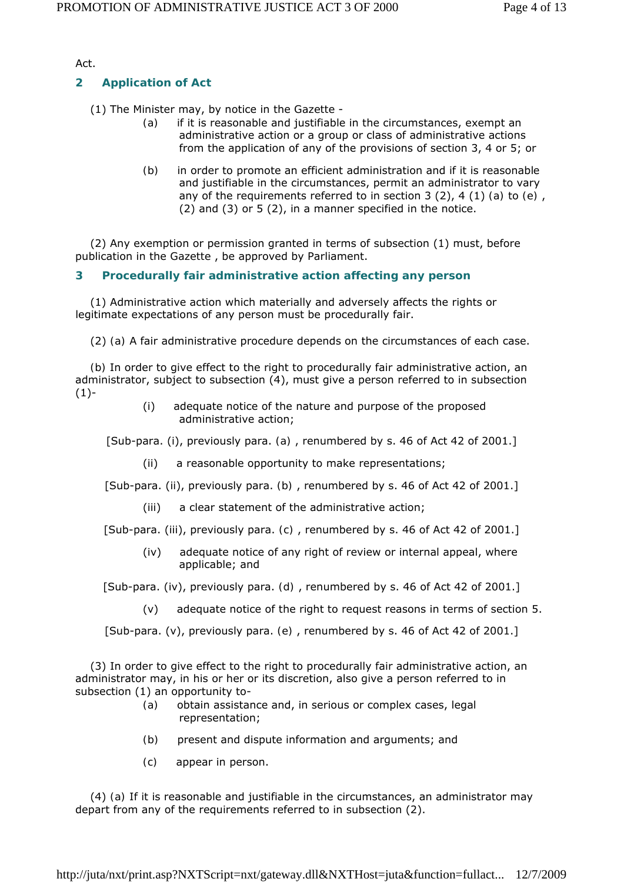Act.

## 2 Application of Act

(1) The Minister may, by notice in the Gazette -

(a) if it is reasonable and justifiable in the circumstances, exempt an administrative action or a group or class of administrative actions from the application of any of the provisions of section 3, 4 or 5; or

(b) in order to promote an efficient administration and if it is reasonable and justifiable in the circumstances, permit an administrator to vary any of the requirements referred to in section 3 (2), 4 (1) (a) to (e) , (2) and (3) or 5 (2), in a manner specified in the notice.

(2) Any exemption or permission granted in terms of subsection (1) must, before publication in the Gazette , be approved by Parliament.

## 3 Procedurally fair administrative action affecting any person

(1) Administrative action which materially and adversely affects the rights or legitimate expectations of any person must be procedurally fair.

(2) (a) A fair administrative procedure depends on the circumstances of each case.

(b) In order to give effect to the right to procedurally fair administrative action, an administrator, subject to subsection (4), must give a person referred to in subsection (1)-

(i) adequate notice of the nature and purpose of the proposed administrative action;

[Sub-para. (i), previously para. (a) , renumbered by s. 46 of Act 42 of 2001.]

(ii) a reasonable opportunity to make representations;

[Sub-para. (ii), previously para. (b) , renumbered by s. 46 of Act 42 of 2001.]

(iii) a clear statement of the administrative action;

[Sub-para. (iii), previously para. (c) , renumbered by s. 46 of Act 42 of 2001.]

(iv) adequate notice of any right of review or internal appeal, where applicable; and

[Sub-para. (iv), previously para. (d) , renumbered by s. 46 of Act 42 of 2001.]

(v) adequate notice of the right to request reasons in terms of section 5.

[Sub-para. (v), previously para. (e) , renumbered by s. 46 of Act 42 of 2001.]

(3) In order to give effect to the right to procedurally fair administrative action, an administrator may, in his or her or its discretion, also give a person referred to in subsection (1) an opportunity to-

(a) obtain assistance and, in serious or complex cases, legal representation;

(b) present and dispute information and arguments; and

(c) appear in person.

(4) (a) If it is reasonable and justifiable in the circumstances, an administrator may depart from any of the requirements referred to in subsection (2).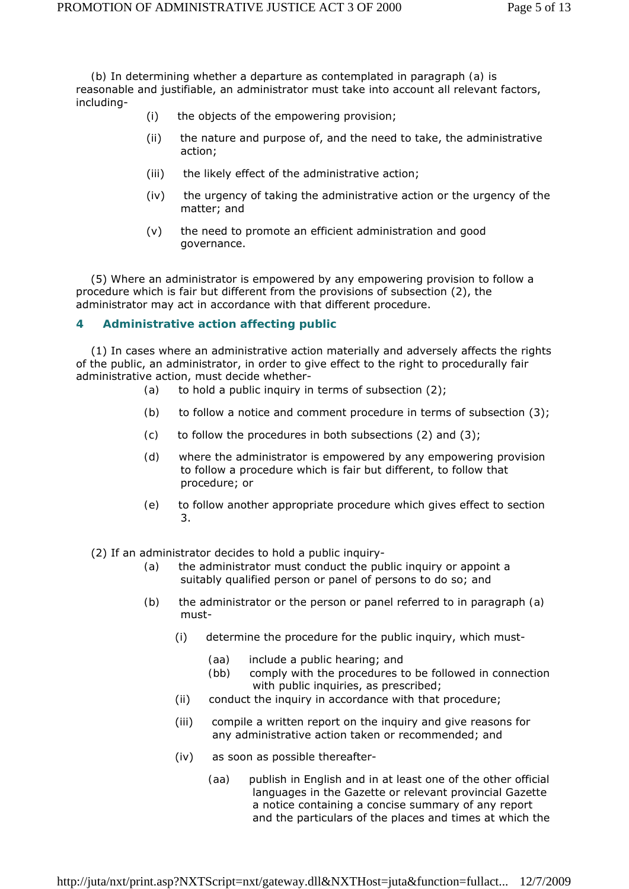(b) In determining whether a departure as contemplated in paragraph (a) is reasonable and justifiable, an administrator must take into account all relevant factors, including-

(i) the objects of the empowering provision;

(ii) the nature and purpose of, and the need to take, the administrative action;

(iii) the likely effect of the administrative action;

(iv) the urgency of taking the administrative action or the urgency of the matter; and

(v) the need to promote an efficient administration and good governance.

(5) Where an administrator is empowered by any empowering provision to follow a procedure which is fair but different from the provisions of subsection (2), the administrator may act in accordance with that different procedure.

## 4 Administrative action affecting public

(1) In cases where an administrative action materially and adversely affects the rights of the public, an administrator, in order to give effect to the right to procedurally fair administrative action, must decide whether-

(a) to hold a public inquiry in terms of subsection (2);

(b) to follow a notice and comment procedure in terms of subsection (3);

(c) to follow the procedures in both subsections (2) and (3);

(d) where the administrator is empowered by any empowering provision to follow a procedure which is fair but different, to follow that procedure; or

(e) to follow another appropriate procedure which gives effect to section 3.

(2) If an administrator decides to hold a public inquiry-

(a) the administrator must conduct the public inquiry or appoint a suitably qualified person or panel of persons to do so; and

(b) the administrator or the person or panel referred to in paragraph (a) must-

(i) determine the procedure for the public inquiry, which must-

(aa) include a public hearing; and

(bb) comply with the procedures to be followed in connection with public inquiries, as prescribed;

(ii) conduct the inquiry in accordance with that procedure;

(iii) compile a written report on the inquiry and give reasons for any administrative action taken or recommended; and

(iv) as soon as possible thereafter-

(aa) publish in English and in at least one of the other official languages in the Gazette or relevant provincial Gazette a notice containing a concise summary of any report and the particulars of the places and times at which the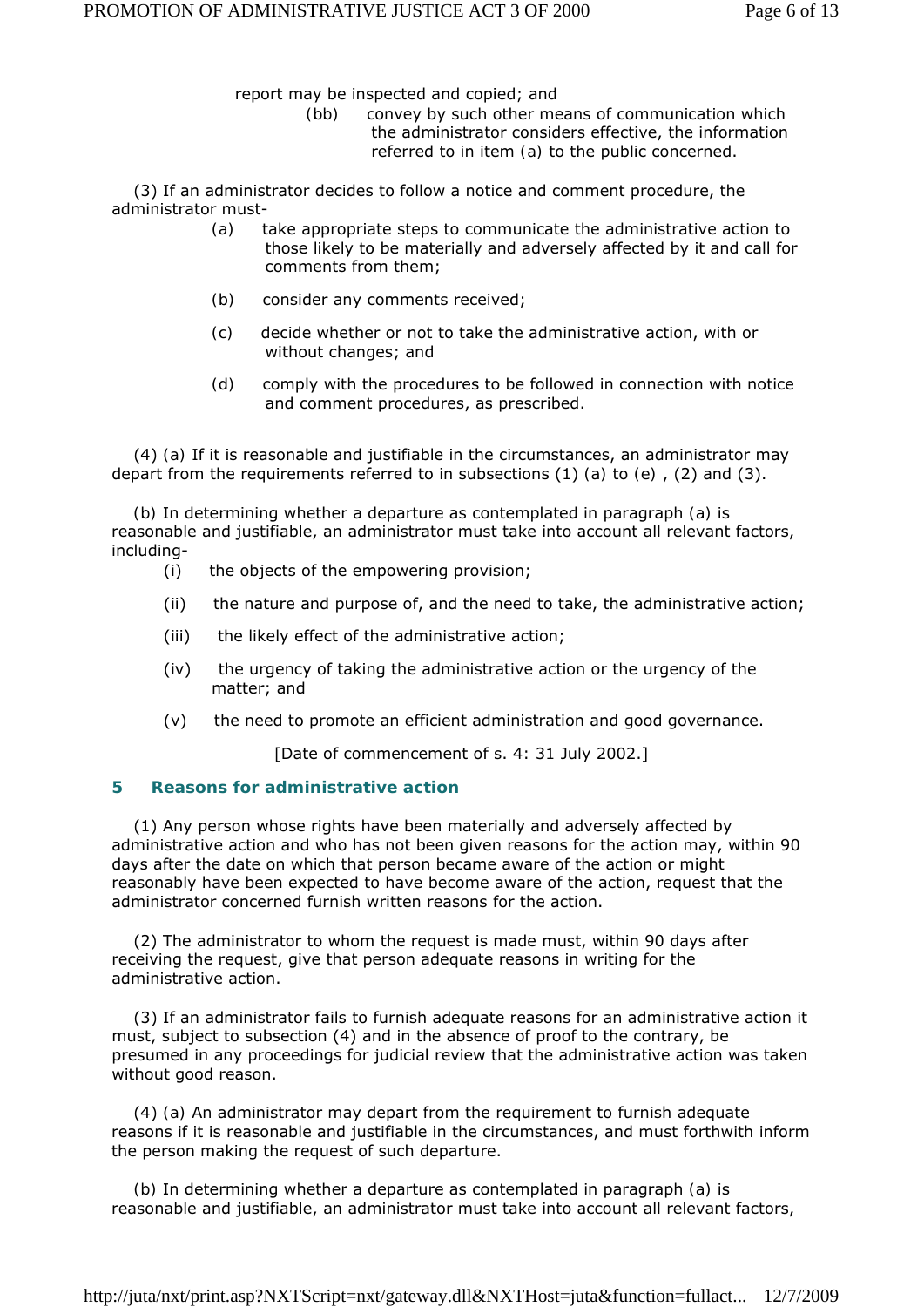report may be inspected and copied; and

(bb) convey by such other means of communication which the administrator considers effective, the information referred to in item (a) to the public concerned.

(3) If an administrator decides to follow a notice and comment procedure, the administrator must-

(a) take appropriate steps to communicate the administrative action to those likely to be materially and adversely affected by it and call for comments from them;

(b) consider any comments received;

(c) decide whether or not to take the administrative action, with or without changes; and

(d) comply with the procedures to be followed in connection with notice and comment procedures, as prescribed.

(4) (a) If it is reasonable and justifiable in the circumstances, an administrator may depart from the requirements referred to in subsections (1) (a) to (e) , (2) and (3).

(b) In determining whether a departure as contemplated in paragraph (a) is reasonable and justifiable, an administrator must take into account all relevant factors, including-

(i) the objects of the empowering provision;

(ii) the nature and purpose of, and the need to take, the administrative action;

(iii) the likely effect of the administrative action;

(iv) the urgency of taking the administrative action or the urgency of the matter; and

(v) the need to promote an efficient administration and good governance.

[Date of commencement of s. 4: 31 July 2002.]

## 5 Reasons for administrative action

(1) Any person whose rights have been materially and adversely affected by administrative action and who has not been given reasons for the action may, within 90 days after the date on which that person became aware of the action or might reasonably have been expected to have become aware of the action, request that the administrator concerned furnish written reasons for the action.

(2) The administrator to whom the request is made must, within 90 days after receiving the request, give that person adequate reasons in writing for the administrative action.

(3) If an administrator fails to furnish adequate reasons for an administrative action it must, subject to subsection (4) and in the absence of proof to the contrary, be presumed in any proceedings for judicial review that the administrative action was taken without good reason.

(4) (a) An administrator may depart from the requirement to furnish adequate reasons if it is reasonable and justifiable in the circumstances, and must forthwith inform the person making the request of such departure.

(b) In determining whether a departure as contemplated in paragraph (a) is reasonable and justifiable, an administrator must take into account all relevant factors,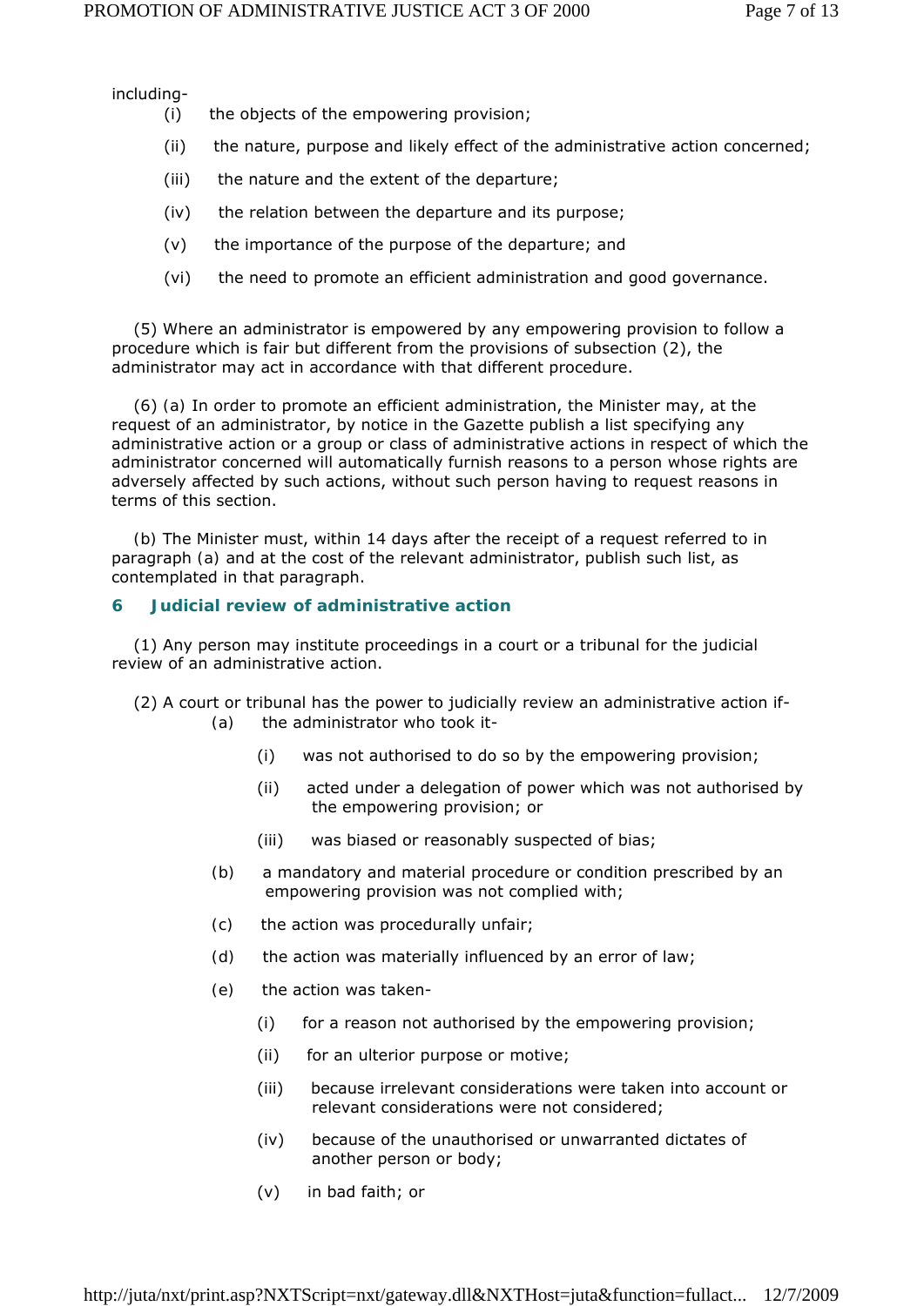including-

(i) the objects of the empowering provision;

(ii) the nature, purpose and likely effect of the administrative action concerned;

(iii) the nature and the extent of the departure;

(iv) the relation between the departure and its purpose;

(v) the importance of the purpose of the departure; and

(vi) the need to promote an efficient administration and good governance.

(5) Where an administrator is empowered by any empowering provision to follow a procedure which is fair but different from the provisions of subsection (2), the administrator may act in accordance with that different procedure.

(6) (a) In order to promote an efficient administration, the Minister may, at the request of an administrator, by notice in the Gazette publish a list specifying any administrative action or a group or class of administrative actions in respect of which the administrator concerned will automatically furnish reasons to a person whose rights are adversely affected by such actions, without such person having to request reasons in terms of this section.

(b) The Minister must, within 14 days after the receipt of a request referred to in paragraph (a) and at the cost of the relevant administrator, publish such list, as contemplated in that paragraph.

### 6 Judicial review of administrative action

(1) Any person may institute proceedings in a court or a tribunal for the judicial review of an administrative action.

(2) A court or tribunal has the power to judicially review an administrative action if-

(a) the administrator who took it-

(i) was not authorised to do so by the empowering provision;

(ii) acted under a delegation of power which was not authorised by the empowering provision; or

(iii) was biased or reasonably suspected of bias;

(b) a mandatory and material procedure or condition prescribed by an empowering provision was not complied with;

(c) the action was procedurally unfair;

(d) the action was materially influenced by an error of law;

(e) the action was taken-

(i) for a reason not authorised by the empowering provision;

(ii) for an ulterior purpose or motive;

(iii) because irrelevant considerations were taken into account or relevant considerations were not considered;

(iv) because of the unauthorised or unwarranted dictates of another person or body;

(v) in bad faith; or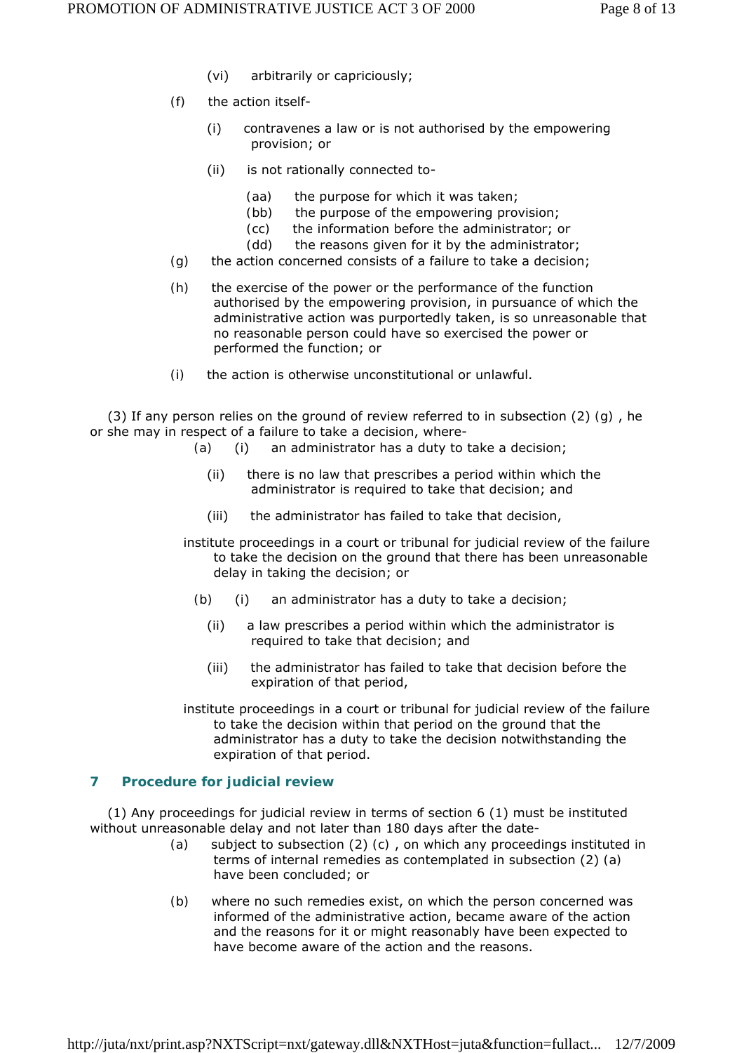(vi) arbitrarily or capriciously;

(f) the action itself-

(i) contravenes a law or is not authorised by the empowering provision; or

(ii) is not rationally connected to-

(aa) the purpose for which it was taken;

(bb) the purpose of the empowering provision;

(cc) the information before the administrator; or

(dd) the reasons given for it by the administrator;

(g) the action concerned consists of a failure to take a decision;

(h) the exercise of the power or the performance of the function authorised by the empowering provision, in pursuance of which the administrative action was purportedly taken, is so unreasonable that no reasonable person could have so exercised the power or performed the function; or

(i) the action is otherwise unconstitutional or unlawful.

(3) If any person relies on the ground of review referred to in subsection (2) (g) , he or she may in respect of a failure to take a decision, where-

(a) (i) an administrator has a duty to take a decision;

(ii) there is no law that prescribes a period within which the administrator is required to take that decision; and

(iii) the administrator has failed to take that decision,

institute proceedings in a court or tribunal for judicial review of the failure to take the decision on the ground that there has been unreasonable delay in taking the decision; or

(b) (i) an administrator has a duty to take a decision;

(ii) a law prescribes a period within which the administrator is required to take that decision; and

(iii) the administrator has failed to take that decision before the expiration of that period,

institute proceedings in a court or tribunal for judicial review of the failure to take the decision within that period on the ground that the administrator has a duty to take the decision notwithstanding the expiration of that period.

## 7 Procedure for judicial review

(1) Any proceedings for judicial review in terms of section 6 (1) must be instituted without unreasonable delay and not later than 180 days after the date-

(a) subject to subsection (2) (c) , on which any proceedings instituted in terms of internal remedies as contemplated in subsection (2) (a) have been concluded; or

(b) where no such remedies exist, on which the person concerned was informed of the administrative action, became aware of the action and the reasons for it or might reasonably have been expected to have become aware of the action and the reasons.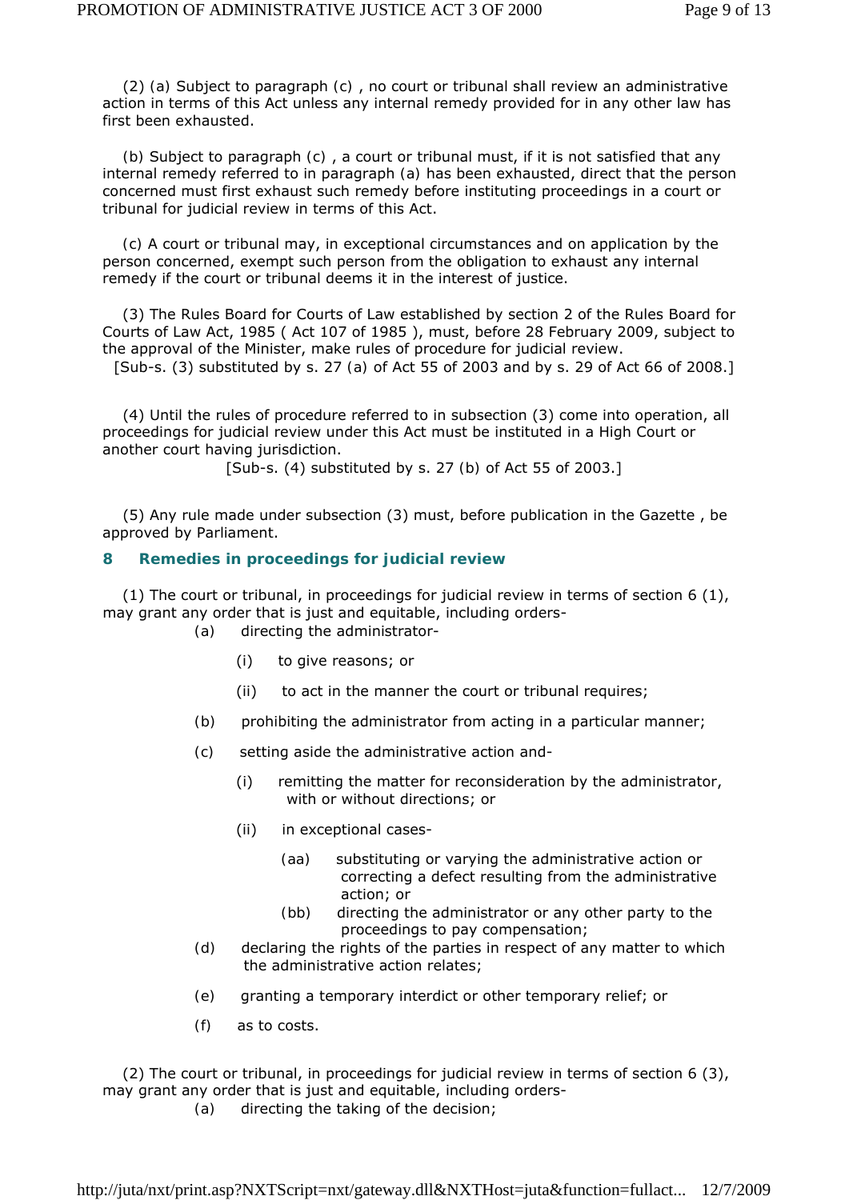(2) (a) Subject to paragraph (c) , no court or tribunal shall review an administrative action in terms of this Act unless any internal remedy provided for in any other law has first been exhausted.

(b) Subject to paragraph (c) , a court or tribunal must, if it is not satisfied that any internal remedy referred to in paragraph (a) has been exhausted, direct that the person concerned must first exhaust such remedy before instituting proceedings in a court or tribunal for judicial review in terms of this Act.

(c) A court or tribunal may, in exceptional circumstances and on application by the person concerned, exempt such person from the obligation to exhaust any internal remedy if the court or tribunal deems it in the interest of justice.

(3) The Rules Board for Courts of Law established by section 2 of the Rules Board for Courts of Law Act, 1985 ( Act 107 of 1985 ), must, before 28 February 2009, subject to the approval of the Minister, make rules of procedure for judicial review.
[Sub-s. (3) substituted by s. 27 (a) of Act 55 of 2003 and by s. 29 of Act 66 of 2008.]

(4) Until the rules of procedure referred to in subsection (3) come into operation, all proceedings for judicial review under this Act must be instituted in a High Court or another court having jurisdiction.
[Sub-s. (4) substituted by s. 27 (b) of Act 55 of 2003.]

(5) Any rule made under subsection (3) must, before publication in the Gazette , be approved by Parliament.

### 8 Remedies in proceedings for judicial review

(1) The court or tribunal, in proceedings for judicial review in terms of section 6 (1), may grant any order that is just and equitable, including orders-

- (a) directing the administrator-
  - (i) to give reasons; or
  - (ii) to act in the manner the court or tribunal requires;
- (b) prohibiting the administrator from acting in a particular manner;
- (c) setting aside the administrative action and-
  - (i) remitting the matter for reconsideration by the administrator, with or without directions; or
  - (ii) in exceptional cases-
    - (aa) substituting or varying the administrative action or correcting a defect resulting from the administrative action; or
    - (bb) directing the administrator or any other party to the proceedings to pay compensation;
- (d) declaring the rights of the parties in respect of any matter to which the administrative action relates;
- (e) granting a temporary interdict or other temporary relief; or
- (f) as to costs.

(2) The court or tribunal, in proceedings for judicial review in terms of section 6 (3), may grant any order that is just and equitable, including orders-

- (a) directing the taking of the decision;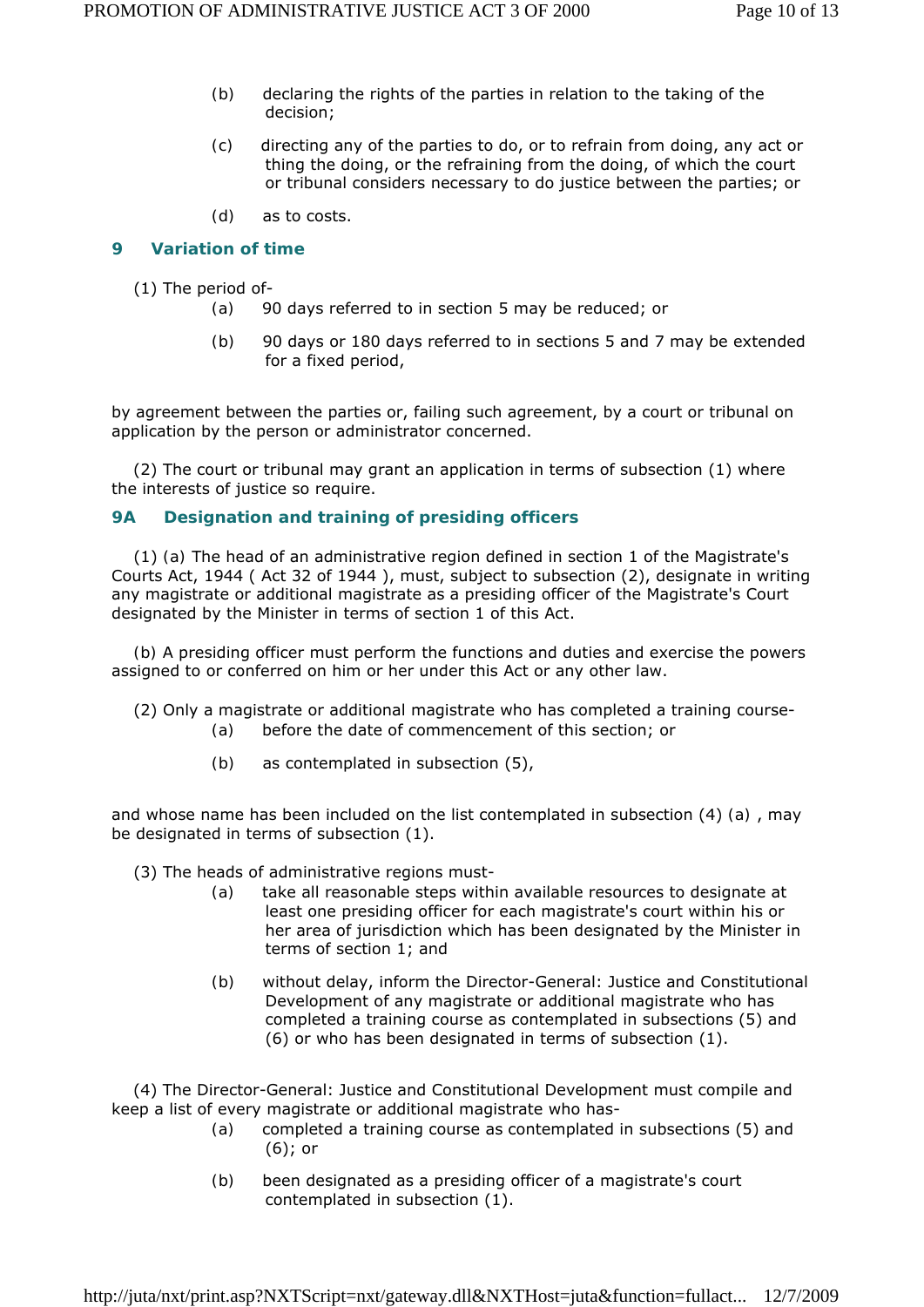(b) declaring the rights of the parties in relation to the taking of the decision;

(c) directing any of the parties to do, or to refrain from doing, any act or thing the doing, or the refraining from the doing, of which the court or tribunal considers necessary to do justice between the parties; or

(d) as to costs.

### 9 Variation of time

(1) The period of-

(a) 90 days referred to in section 5 may be reduced; or

(b) 90 days or 180 days referred to in sections 5 and 7 may be extended for a fixed period,

by agreement between the parties or, failing such agreement, by a court or tribunal on application by the person or administrator concerned.

(2) The court or tribunal may grant an application in terms of subsection (1) where the interests of justice so require.

### 9A Designation and training of presiding officers

(1) (a) The head of an administrative region defined in section 1 of the Magistrate's Courts Act, 1944 ( Act 32 of 1944 ), must, subject to subsection (2), designate in writing any magistrate or additional magistrate as a presiding officer of the Magistrate's Court designated by the Minister in terms of section 1 of this Act.

(b) A presiding officer must perform the functions and duties and exercise the powers assigned to or conferred on him or her under this Act or any other law.

(2) Only a magistrate or additional magistrate who has completed a training course-

(a) before the date of commencement of this section; or

(b) as contemplated in subsection (5),

and whose name has been included on the list contemplated in subsection (4) (a) , may be designated in terms of subsection (1).

(3) The heads of administrative regions must-

(a) take all reasonable steps within available resources to designate at least one presiding officer for each magistrate's court within his or her area of jurisdiction which has been designated by the Minister in terms of section 1; and

(b) without delay, inform the Director-General: Justice and Constitutional Development of any magistrate or additional magistrate who has completed a training course as contemplated in subsections (5) and (6) or who has been designated in terms of subsection (1).

(4) The Director-General: Justice and Constitutional Development must compile and keep a list of every magistrate or additional magistrate who has-

(a) completed a training course as contemplated in subsections (5) and (6); or

(b) been designated as a presiding officer of a magistrate's court contemplated in subsection (1).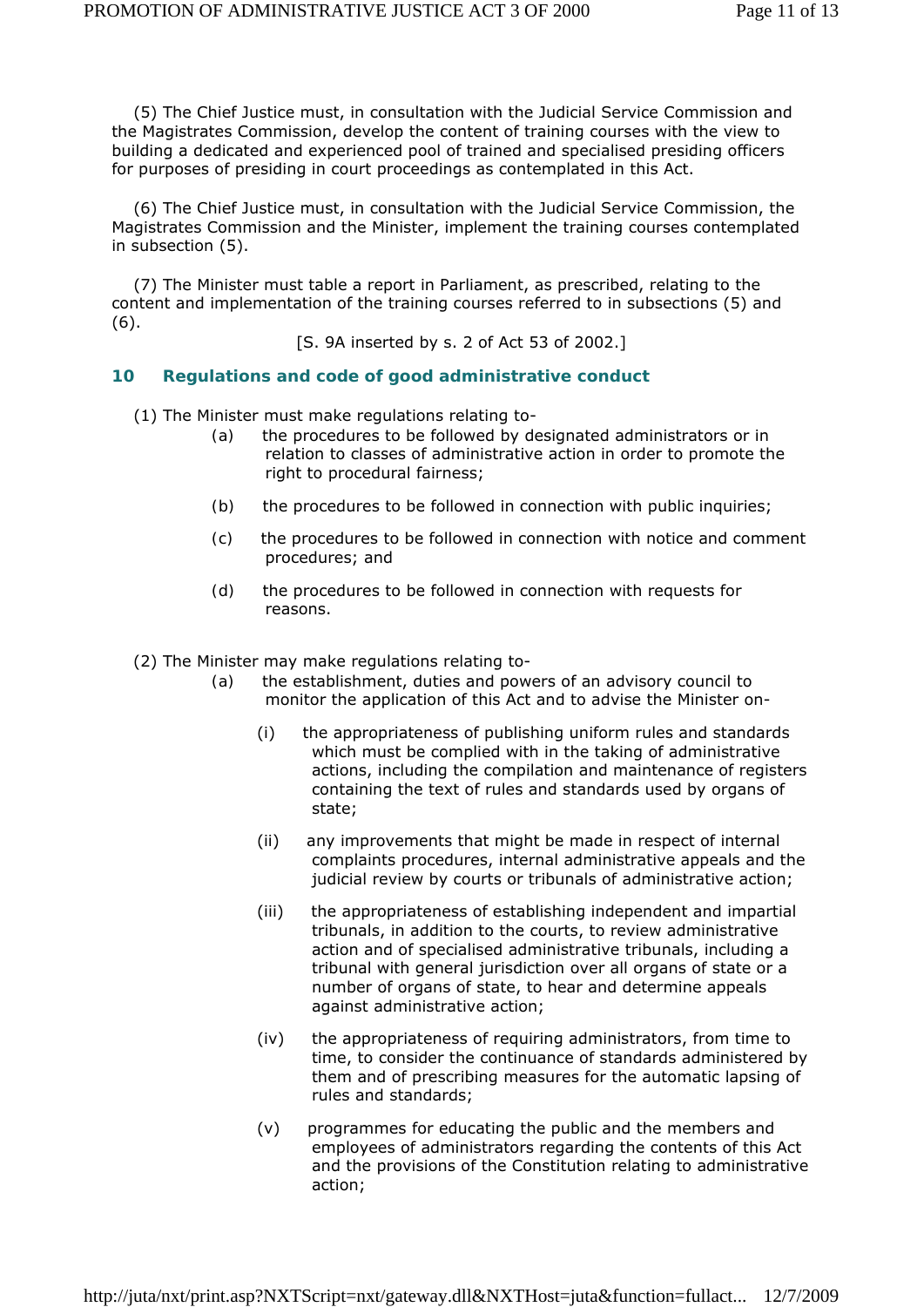(5) The Chief Justice must, in consultation with the Judicial Service Commission and the Magistrates Commission, develop the content of training courses with the view to building a dedicated and experienced pool of trained and specialised presiding officers for purposes of presiding in court proceedings as contemplated in this Act.

(6) The Chief Justice must, in consultation with the Judicial Service Commission, the Magistrates Commission and the Minister, implement the training courses contemplated in subsection (5).

(7) The Minister must table a report in Parliament, as prescribed, relating to the content and implementation of the training courses referred to in subsections (5) and (6).

[S. 9A inserted by s. 2 of Act 53 of 2002.]

## 10 Regulations and code of good administrative conduct

(1) The Minister must make regulations relating to-

(a) the procedures to be followed by designated administrators or in relation to classes of administrative action in order to promote the right to procedural fairness;

(b) the procedures to be followed in connection with public inquiries;

(c) the procedures to be followed in connection with notice and comment procedures; and

(d) the procedures to be followed in connection with requests for reasons.

(2) The Minister may make regulations relating to-

(a) the establishment, duties and powers of an advisory council to monitor the application of this Act and to advise the Minister on-

(i) the appropriateness of publishing uniform rules and standards which must be complied with in the taking of administrative actions, including the compilation and maintenance of registers containing the text of rules and standards used by organs of state;

(ii) any improvements that might be made in respect of internal complaints procedures, internal administrative appeals and the judicial review by courts or tribunals of administrative action;

(iii) the appropriateness of establishing independent and impartial tribunals, in addition to the courts, to review administrative action and of specialised administrative tribunals, including a tribunal with general jurisdiction over all organs of state or a number of organs of state, to hear and determine appeals against administrative action;

(iv) the appropriateness of requiring administrators, from time to time, to consider the continuance of standards administered by them and of prescribing measures for the automatic lapsing of rules and standards;

(v) programmes for educating the public and the members and employees of administrators regarding the contents of this Act and the provisions of the Constitution relating to administrative action;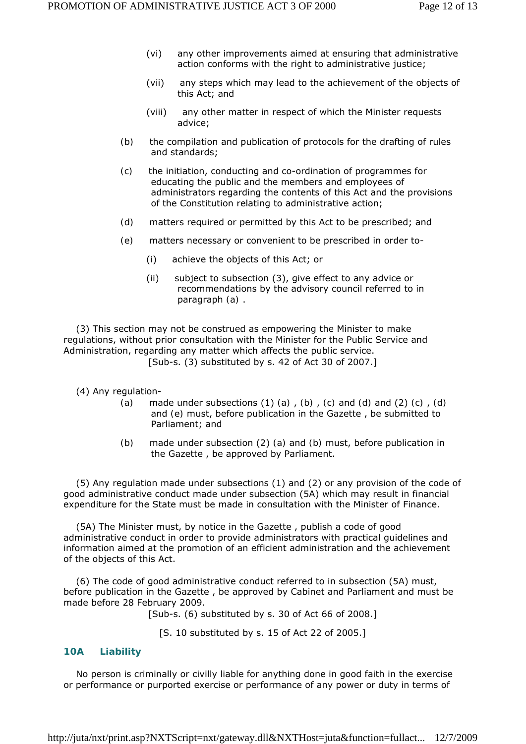(vi) any other improvements aimed at ensuring that administrative action conforms with the right to administrative justice;

(vii) any steps which may lead to the achievement of the objects of this Act; and

(viii) any other matter in respect of which the Minister requests advice;

(b) the compilation and publication of protocols for the drafting of rules and standards;

(c) the initiation, conducting and co-ordination of programmes for educating the public and the members and employees of administrators regarding the contents of this Act and the provisions of the Constitution relating to administrative action;

(d) matters required or permitted by this Act to be prescribed; and

(e) matters necessary or convenient to be prescribed in order to-

(i) achieve the objects of this Act; or

(ii) subject to subsection (3), give effect to any advice or recommendations by the advisory council referred to in paragraph (a) .

(3) This section may not be construed as empowering the Minister to make regulations, without prior consultation with the Minister for the Public Service and Administration, regarding any matter which affects the public service.

[Sub-s. (3) substituted by s. 42 of Act 30 of 2007.]

(4) Any regulation-

(a) made under subsections (1) (a) , (b) , (c) and (d) and (2) (c) , (d) and (e) must, before publication in the *Gazette* , be submitted to Parliament; and

(b) made under subsection (2) (a) and (b) must, before publication in the *Gazette* , be approved by Parliament.

(5) Any regulation made under subsections (1) and (2) or any provision of the code of good administrative conduct made under subsection (5A) which may result in financial expenditure for the State must be made in consultation with the Minister of Finance.

(5A) The Minister must, by notice in the *Gazette* , publish a code of good administrative conduct in order to provide administrators with practical guidelines and information aimed at the promotion of an efficient administration and the achievement of the objects of this Act.

(6) The code of good administrative conduct referred to in subsection (5A) must, before publication in the *Gazette* , be approved by Cabinet and Parliament and must be made before 28 February 2009.

[Sub-s. (6) substituted by s. 30 of Act 66 of 2008.]

[S. 10 substituted by s. 15 of Act 22 of 2005.]

### 10A Liability

No person is criminally or civilly liable for anything done in good faith in the exercise or performance or purported exercise or performance of any power or duty in terms of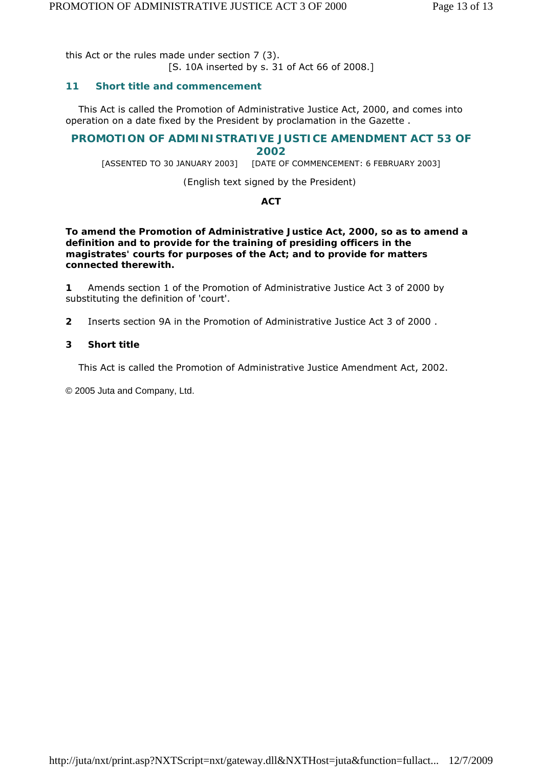this Act or the rules made under section 7 (3).

[S. 10A inserted by s. 31 of Act 66 of 2008.]

### 11 Short title and commencement

This Act is called the Promotion of Administrative Justice Act, 2000, and comes into operation on a date fixed by the President by proclamation in the Gazette .

## PROMOTION OF ADMINISTRATIVE JUSTICE AMENDMENT ACT 53 OF 2002

[ASSENTED TO 30 JANUARY 2003] [DATE OF COMMENCEMENT: 6 FEBRUARY 2003]

(English text signed by the President)

**ACT**

**To amend the Promotion of Administrative Justice Act, 2000, so as to amend a definition and to provide for the training of presiding officers in the magistrates' courts for purposes of the Act; and to provide for matters connected therewith.**

**1** Amends section 1 of the Promotion of Administrative Justice Act 3 of 2000 by substituting the definition of 'court'.

**2** Inserts section 9A in the Promotion of Administrative Justice Act 3 of 2000 .

### 3 Short title

This Act is called the Promotion of Administrative Justice Amendment Act, 2002.

© 2005 Juta and Company, Ltd.